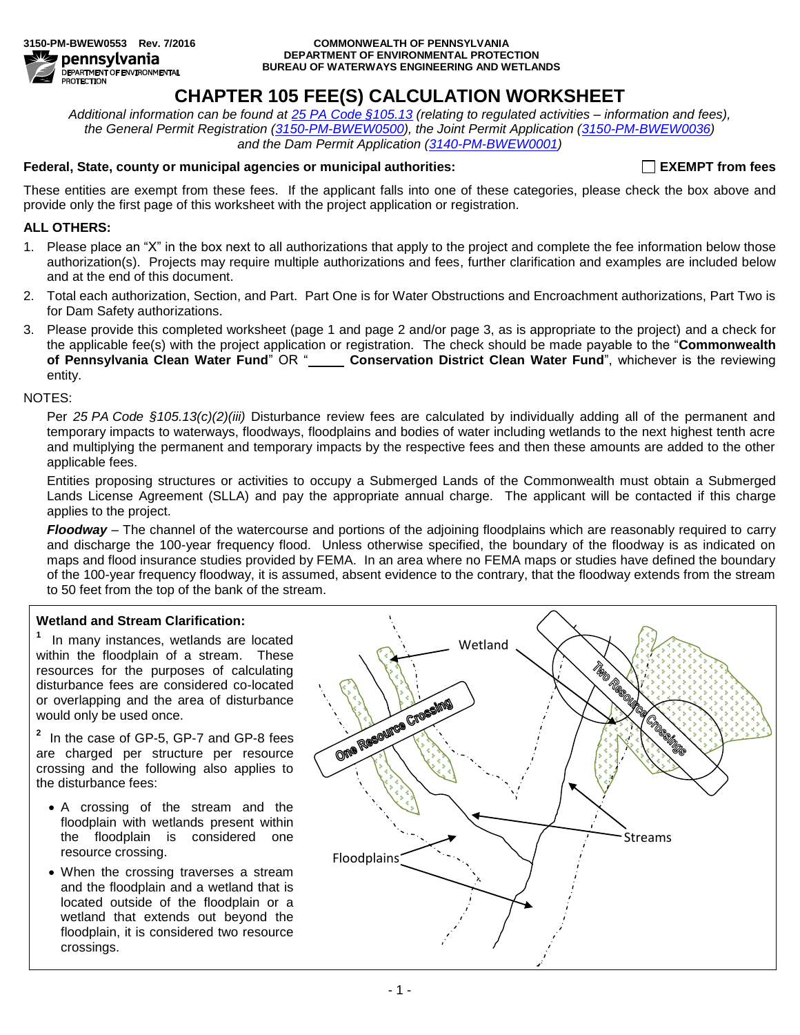3150-PM-BWEW0553 Rev. 7/2016

COMMONWEALTH OF PENNSYLVANIA
DEPARTMENT OF ENVIRONMENTAL PROTECTION
BUREAU OF WATERWAYS ENGINEERING AND WETLANDS

# CHAPTER 105 FEE(S) CALCULATION WORKSHEET

*Additional information can be found at 25 PA Code §105.13 (relating to regulated activities – information and fees), the General Permit Registration (3150-PM-BWEW0500), the Joint Permit Application (3150-PM-BWEW0036) and the Dam Permit Application (3140-PM-BWEW0001)*

**Federal, State, county or municipal agencies or municipal authorities:** ☐ **EXEMPT from fees**

These entities are exempt from these fees. If the applicant falls into one of these categories, please check the box above and provide only the first page of this worksheet with the project application or registration.

**ALL OTHERS:**

1. Please place an "X" in the box next to all authorizations that apply to the project and complete the fee information below those authorization(s). Projects may require multiple authorizations and fees, further clarification and examples are included below and at the end of this document.
2. Total each authorization, Section, and Part. Part One is for Water Obstructions and Encroachment authorizations, Part Two is for Dam Safety authorizations.
3. Please provide this completed worksheet (page 1 and page 2 and/or page 3, as is appropriate to the project) and a check for the applicable fee(s) with the project application or registration. The check should be made payable to the "**Commonwealth of Pennsylvania Clean Water Fund**" OR "_____ **Conservation District Clean Water Fund**", whichever is the reviewing entity.

NOTES:

Per *25 PA Code §105.13(c)(2)(iii)* Disturbance review fees are calculated by individually adding all of the permanent and temporary impacts to waterways, floodways, floodplains and bodies of water including wetlands to the next highest tenth acre and multiplying the permanent and temporary impacts by the respective fees and then these amounts are added to the other applicable fees.

Entities proposing structures or activities to occupy a Submerged Lands of the Commonwealth must obtain a Submerged Lands License Agreement (SLLA) and pay the appropriate annual charge. The applicant will be contacted if this charge applies to the project.

***Floodway*** – The channel of the watercourse and portions of the adjoining floodplains which are reasonably required to carry and discharge the 100-year frequency flood. Unless otherwise specified, the boundary of the floodway is as indicated on maps and flood insurance studies provided by FEMA. In an area where no FEMA maps or studies have defined the boundary of the 100-year frequency floodway, it is assumed, absent evidence to the contrary, that the floodway extends from the stream to 50 feet from the top of the bank of the stream.

**Wetland and Stream Clarification:**

[1] In many instances, wetlands are located within the floodplain of a stream. These resources for the purposes of calculating disturbance fees are considered co-located or overlapping and the area of disturbance would only be used once.

[2] In the case of GP-5, GP-7 and GP-8 fees are charged per structure per resource crossing and the following also applies to the disturbance fees:

- A crossing of the stream and the floodplain with wetlands present within the floodplain is considered one resource crossing.
- When the crossing traverses a stream and the floodplain and a wetland that is located outside of the floodplain or a wetland that extends out beyond the floodplain, it is considered two resource crossings.

Wetland

One Resource Crossing

Two Resource Crossings

Streams

Floodplains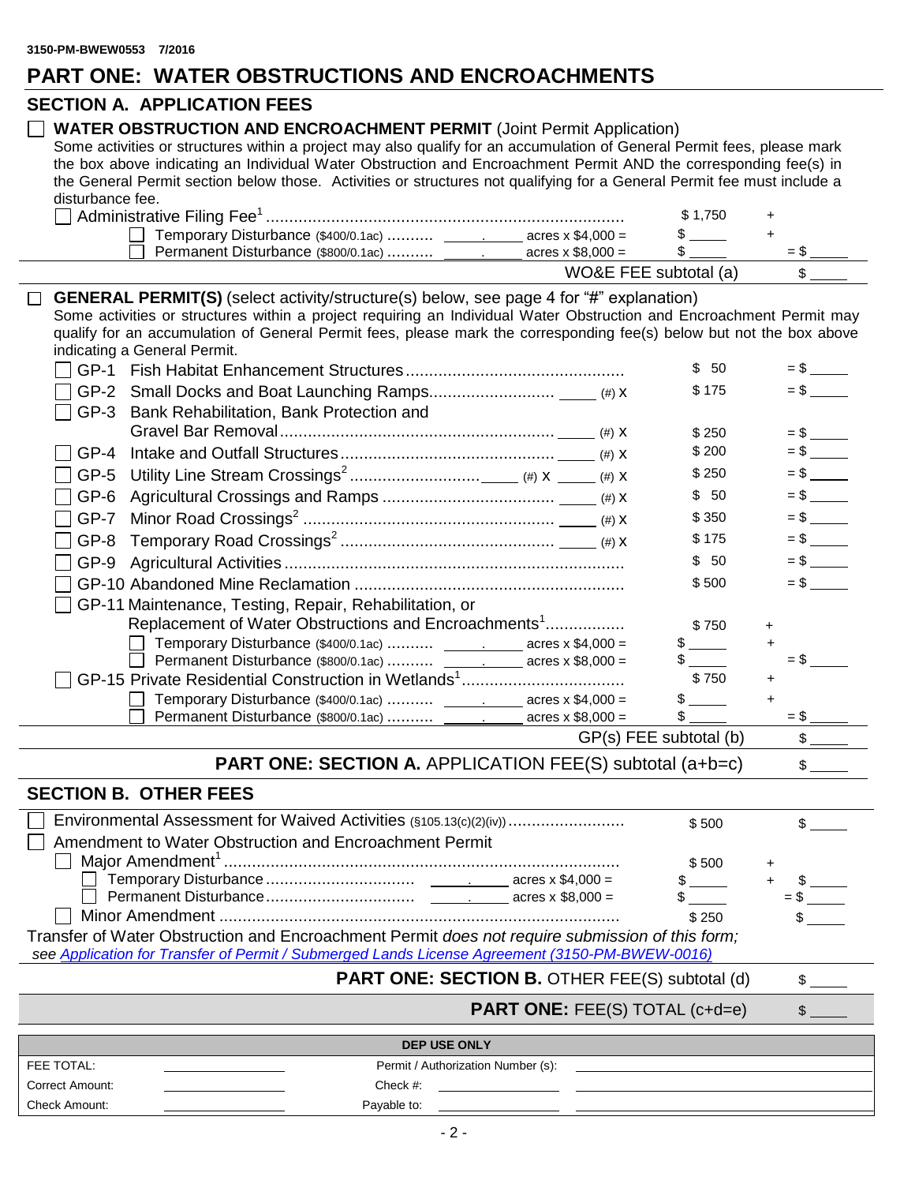3150-PM-BWEW0553 7/2016

# PART ONE: WATER OBSTRUCTIONS AND ENCROACHMENTS

## SECTION A. APPLICATION FEES

☐ **WATER OBSTRUCTION AND ENCROACHMENT PERMIT** (Joint Permit Application)

Some activities or structures within a project may also qualify for an accumulation of General Permit fees, please mark the box above indicating an Individual Water Obstruction and Encroachment Permit AND the corresponding fee(s) in the General Permit section below those. Activities or structures not qualifying for a General Permit fee must include a disturbance fee.

| Item | | Fee | |
|---|---|---|---|
| ☐ Administrative Filing Fee[1] | | $ 1,750 | + |
| ☐ Temporary Disturbance ($400/0.1ac) | ____.____ acres x $4,000 = | $ ____ | + |
| ☐ Permanent Disturbance ($800/0.1ac) | ____.____ acres x $8,000 = | $ ____ | = $ ____ |
| | | WO&E FEE subtotal (a) | $ ____ |

☐ **GENERAL PERMIT(S)** (select activity/structure(s) below, see page 4 for "#" explanation)

Some activities or structures within a project requiring an Individual Water Obstruction and Encroachment Permit may qualify for an accumulation of General Permit fees, please mark the corresponding fee(s) below but not the box above indicating a General Permit.

| Item | | Fee | |
|---|---|---|---|
| ☐ GP-1 Fish Habitat Enhancement Structures | | $ 50 | = $ ____ |
| ☐ GP-2 Small Docks and Boat Launching Ramps | ____ (#) X | $ 175 | = $ ____ |
| ☐ GP-3 Bank Rehabilitation, Bank Protection and Gravel Bar Removal | ____ (#) X | $ 250 | = $ ____ |
| ☐ GP-4 Intake and Outfall Structures | ____ (#) X | $ 200 | = $ ____ |
| ☐ GP-5 Utility Line Stream Crossings[2] | ____ (#) X ____ (#) X | $ 250 | = $ ____ |
| ☐ GP-6 Agricultural Crossings and Ramps | ____ (#) X | $ 50 | = $ ____ |
| ☐ GP-7 Minor Road Crossings[2] | ____ (#) X | $ 350 | = $ ____ |
| ☐ GP-8 Temporary Road Crossings[2] | ____ (#) X | $ 175 | = $ ____ |
| ☐ GP-9 Agricultural Activities | | $ 50 | = $ ____ |
| ☐ GP-10 Abandoned Mine Reclamation | | $ 500 | = $ ____ |
| ☐ GP-11 Maintenance, Testing, Repair, Rehabilitation, or Replacement of Water Obstructions and Encroachments[1] | | $ 750 | + |
| ☐ Temporary Disturbance ($400/0.1ac) | ____.____ acres x $4,000 = | $ ____ | + |
| ☐ Permanent Disturbance ($800/0.1ac) | ____.____ acres x $8,000 = | $ ____ | = $ ____ |
| ☐ GP-15 Private Residential Construction in Wetlands[1] | | $ 750 | + |
| ☐ Temporary Disturbance ($400/0.1ac) | ____.____ acres x $4,000 = | $ ____ | + |
| ☐ Permanent Disturbance ($800/0.1ac) | ____.____ acres x $8,000 = | $ ____ | = $ ____ |
| | | GP(s) FEE subtotal (b) | $ ____ |

**PART ONE: SECTION A.** APPLICATION FEE(S) subtotal (a+b=c) $ ____

## SECTION B. OTHER FEES

| Item | | Fee | |
|---|---|---|---|
| ☐ Environmental Assessment for Waived Activities (§105.13(c)(2)(iv)) | | $ 500 | $ ____ |
| ☐ Amendment to Water Obstruction and Encroachment Permit | | | |
| ☐ Major Amendment[1] | | $ 500 | + |
| ☐ Temporary Disturbance | ____.____ acres x $4,000 = | $ ____ | + $ ____ |
| ☐ Permanent Disturbance | ____.____ acres x $8,000 = | $ ____ | = $ ____ |
| ☐ Minor Amendment | | $ 250 | $ ____ |

Transfer of Water Obstruction and Encroachment Permit *does not require submission of this form;* *see Application for Transfer of Permit / Submerged Lands License Agreement (3150-PM-BWEW-0016)*

**PART ONE: SECTION B.** OTHER FEE(S) subtotal (d) $ ____

**PART ONE:** FEE(S) TOTAL (c+d=e) $ ____

| DEP USE ONLY | | | |
|---|---|---|---|
| FEE TOTAL: | | Permit / Authorization Number (s): | |
| Correct Amount: | | Check #: | |
| Check Amount: | | Payable to: | |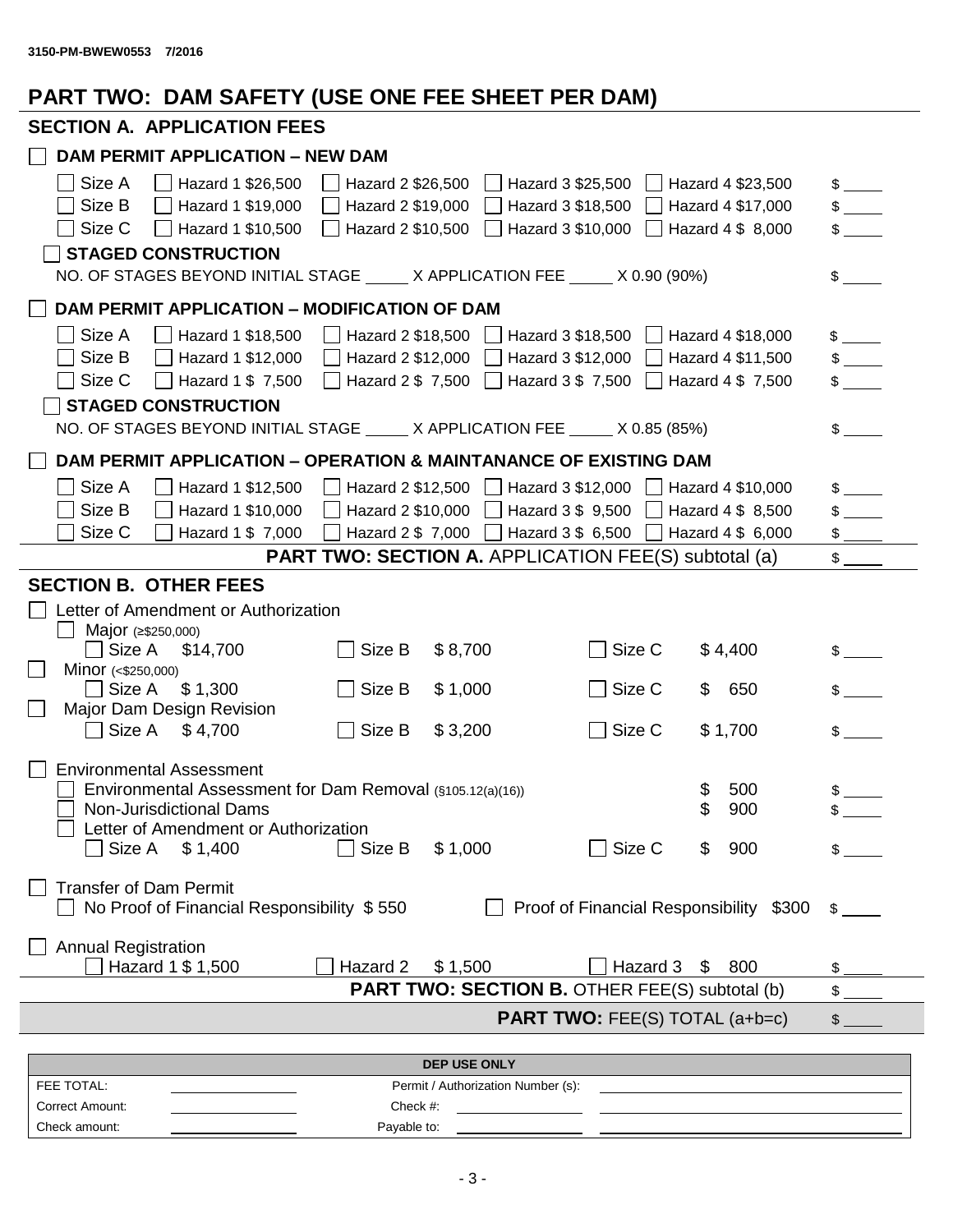3150-PM-BWEW0553 7/2016

# PART TWO: DAM SAFETY (USE ONE FEE SHEET PER DAM)

## SECTION A. APPLICATION FEES

☐ **DAM PERMIT APPLICATION – NEW DAM**

| | | | | | |
|---|---|---|---|---|---|
| ☐ Size A | ☐ Hazard 1 $26,500 | ☐ Hazard 2 $26,500 | ☐ Hazard 3 $25,500 | ☐ Hazard 4 $23,500 | $ _____ |
| ☐ Size B | ☐ Hazard 1 $19,000 | ☐ Hazard 2 $19,000 | ☐ Hazard 3 $18,500 | ☐ Hazard 4 $17,000 | $ _____ |
| ☐ Size C | ☐ Hazard 1 $10,500 | ☐ Hazard 2 $10,500 | ☐ Hazard 3 $10,000 | ☐ Hazard 4 $ 8,000 | $ _____ |

☐ **STAGED CONSTRUCTION**

NO. OF STAGES BEYOND INITIAL STAGE _____ X APPLICATION FEE _____ X 0.90 (90%) $ _____

☐ **DAM PERMIT APPLICATION – MODIFICATION OF DAM**

| | | | | | |
|---|---|---|---|---|---|
| ☐ Size A | ☐ Hazard 1 $18,500 | ☐ Hazard 2 $18,500 | ☐ Hazard 3 $18,500 | ☐ Hazard 4 $18,000 | $ _____ |
| ☐ Size B | ☐ Hazard 1 $12,000 | ☐ Hazard 2 $12,000 | ☐ Hazard 3 $12,000 | ☐ Hazard 4 $11,500 | $ _____ |
| ☐ Size C | ☐ Hazard 1 $ 7,500 | ☐ Hazard 2 $ 7,500 | ☐ Hazard 3 $ 7,500 | ☐ Hazard 4 $ 7,500 | $ _____ |

☐ **STAGED CONSTRUCTION**

NO. OF STAGES BEYOND INITIAL STAGE _____ X APPLICATION FEE _____ X 0.85 (85%) $ _____

☐ **DAM PERMIT APPLICATION – OPERATION & MAINTANANCE OF EXISTING DAM**

| | | | | | |
|---|---|---|---|---|---|
| ☐ Size A | ☐ Hazard 1 $12,500 | ☐ Hazard 2 $12,500 | ☐ Hazard 3 $12,000 | ☐ Hazard 4 $10,000 | $ _____ |
| ☐ Size B | ☐ Hazard 1 $10,000 | ☐ Hazard 2 $10,000 | ☐ Hazard 3 $ 9,500 | ☐ Hazard 4 $ 8,500 | $ _____ |
| ☐ Size C | ☐ Hazard 1 $ 7,000 | ☐ Hazard 2 $ 7,000 | ☐ Hazard 3 $ 6,500 | ☐ Hazard 4 $ 6,000 | $ _____ |

**PART TWO: SECTION A.** APPLICATION FEE(S) subtotal (a) $ _____

## SECTION B. OTHER FEES

☐ Letter of Amendment or Authorization

| | | | |
|---|---|---|---|
| ☐ Major (≥$250,000) | | | |
| ☐ Size A $14,700 | ☐ Size B $ 8,700 | ☐ Size C $ 4,400 | $ _____ |
| ☐ Minor (<$250,000) | | | |
| ☐ Size A $ 1,300 | ☐ Size B $ 1,000 | ☐ Size C $ 650 | $ _____ |
| ☐ Major Dam Design Revision | | | |
| ☐ Size A $ 4,700 | ☐ Size B $ 3,200 | ☐ Size C $ 1,700 | $ _____ |

☐ Environmental Assessment

| | | | |
|---|---|---|---|
| ☐ Environmental Assessment for Dam Removal (§105.12(a)(16)) | | $ 500 | $ _____ |
| ☐ Non-Jurisdictional Dams | | $ 900 | $ _____ |
| ☐ Letter of Amendment or Authorization | | | |
| ☐ Size A $ 1,400 | ☐ Size B $ 1,000 | ☐ Size C $ 900 | $ _____ |

☐ Transfer of Dam Permit

☐ No Proof of Financial Responsibility $ 550 ☐ Proof of Financial Responsibility $300 $ _____

☐ Annual Registration

☐ Hazard 1 $ 1,500 ☐ Hazard 2 $ 1,500 ☐ Hazard 3 $ 800 $ _____

**PART TWO: SECTION B.** OTHER FEE(S) subtotal (b) $ _____

**PART TWO:** FEE(S) TOTAL (a+b=c) $ _____

| DEP USE ONLY | | | |
|---|---|---|---|
| FEE TOTAL: | ________ | Permit / Authorization Number (s): | ________ |
| Correct Amount: | ________ | Check #: | ________ |
| Check amount: | ________ | Payable to: | ________ |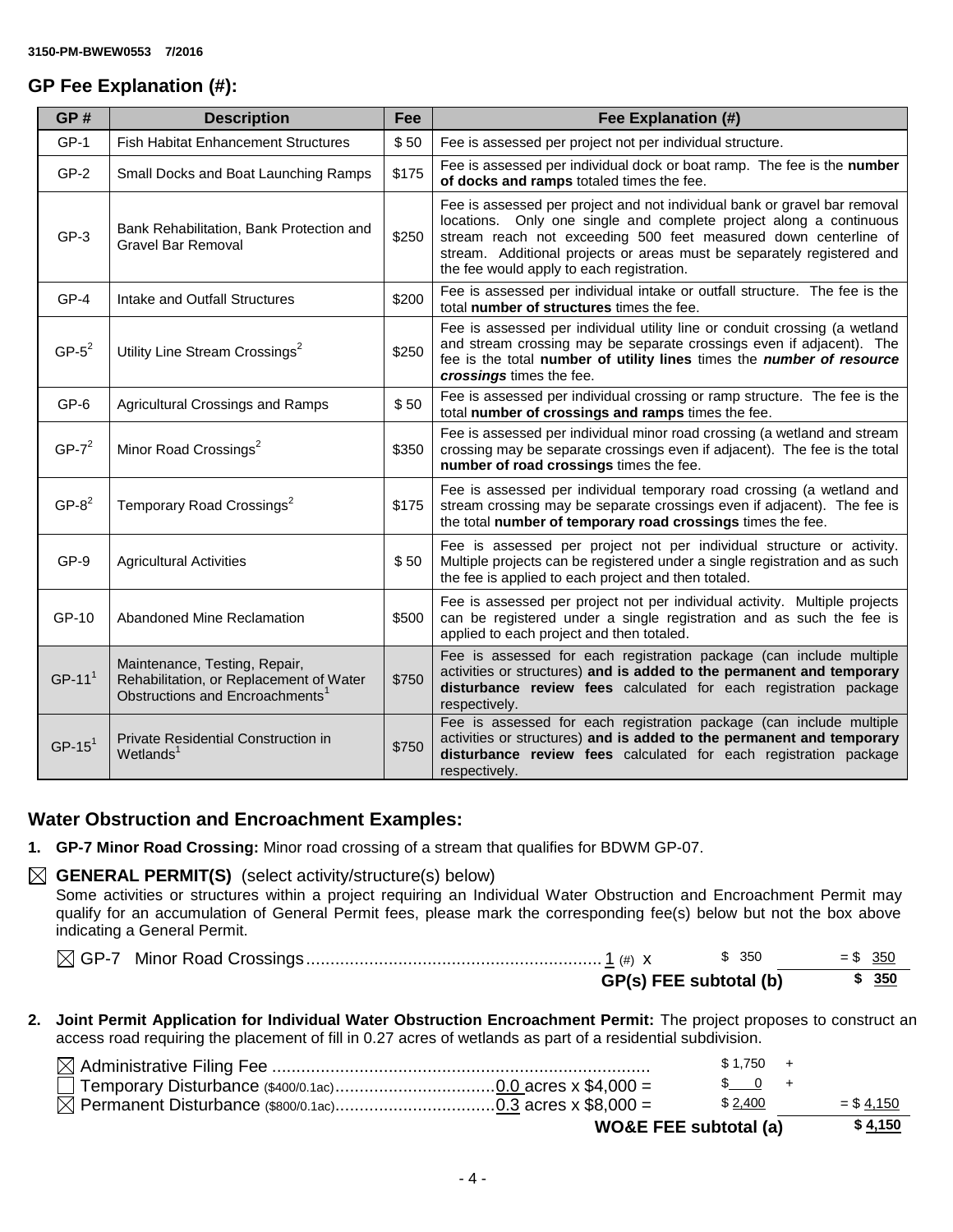## GP Fee Explanation (#):

| GP # | Description | Fee | Fee Explanation (#) |
|---|---|---|---|
| GP-1 | Fish Habitat Enhancement Structures | $ 50 | Fee is assessed per project not per individual structure. |
| GP-2 | Small Docks and Boat Launching Ramps | $175 | Fee is assessed per individual dock or boat ramp. The fee is the **number of docks and ramps** totaled times the fee. |
| GP-3 | Bank Rehabilitation, Bank Protection and Gravel Bar Removal | $250 | Fee is assessed per project and not individual bank or gravel bar removal locations. Only one single and complete project along a continuous stream reach not exceeding 500 feet measured down centerline of stream. Additional projects or areas must be separately registered and the fee would apply to each registration. |
| GP-4 | Intake and Outfall Structures | $200 | Fee is assessed per individual intake or outfall structure. The fee is the total **number of structures** times the fee. |
| GP-5[2] | Utility Line Stream Crossings[2] | $250 | Fee is assessed per individual utility line or conduit crossing (a wetland and stream crossing may be separate crossings even if adjacent). The fee is the total **number of utility lines** times the ***number of resource crossings*** times the fee. |
| GP-6 | Agricultural Crossings and Ramps | $ 50 | Fee is assessed per individual crossing or ramp structure. The fee is the total **number of crossings and ramps** times the fee. |
| GP-7[2] | Minor Road Crossings[2] | $350 | Fee is assessed per individual minor road crossing (a wetland and stream crossing may be separate crossings even if adjacent). The fee is the total **number of road crossings** times the fee. |
| GP-8[2] | Temporary Road Crossings[2] | $175 | Fee is assessed per individual temporary road crossing (a wetland and stream crossing may be separate crossings even if adjacent). The fee is the total **number of temporary road crossings** times the fee. |
| GP-9 | Agricultural Activities | $ 50 | Fee is assessed per project not per individual structure or activity. Multiple projects can be registered under a single registration and as such the fee is applied to each project and then totaled. |
| GP-10 | Abandoned Mine Reclamation | $500 | Fee is assessed per project not per individual activity. Multiple projects can be registered under a single registration and as such the fee is applied to each project and then totaled. |
| GP-11[1] | Maintenance, Testing, Repair, Rehabilitation, or Replacement of Water Obstructions and Encroachments[1] | $750 | Fee is assessed for each registration package (can include multiple activities or structures) **and is added to the permanent and temporary disturbance review fees** calculated for each registration package respectively. |
| GP-15[1] | Private Residential Construction in Wetlands[1] | $750 | Fee is assessed for each registration package (can include multiple activities or structures) **and is added to the permanent and temporary disturbance review fees** calculated for each registration package respectively. |

## Water Obstruction and Encroachment Examples:

1. **GP-7 Minor Road Crossing:** Minor road crossing of a stream that qualifies for BDWM GP-07.

☒ **GENERAL PERMIT(S)** (select activity/structure(s) below)
Some activities or structures within a project requiring an Individual Water Obstruction and Encroachment Permit may qualify for an accumulation of General Permit fees, please mark the corresponding fee(s) below but not the box above indicating a General Permit.

☒ GP-7 Minor Road Crossings ............ 1 (#) x $ 350 = $ 350

**GP(s) FEE subtotal (b)** **$ 350**

2. **Joint Permit Application for Individual Water Obstruction Encroachment Permit:** The project proposes to construct an access road requiring the placement of fill in 0.27 acres of wetlands as part of a residential subdivision.

☒ Administrative Filing Fee ............ $ 1,750 +

☐ Temporary Disturbance ($400/0.1ac) ............ 0.0 acres x $4,000 = $ 0 +

☒ Permanent Disturbance ($800/0.1ac) ............ 0.3 acres x $8,000 = $ 2,400 = $ 4,150

**WO&E FEE subtotal (a)** **$ 4,150**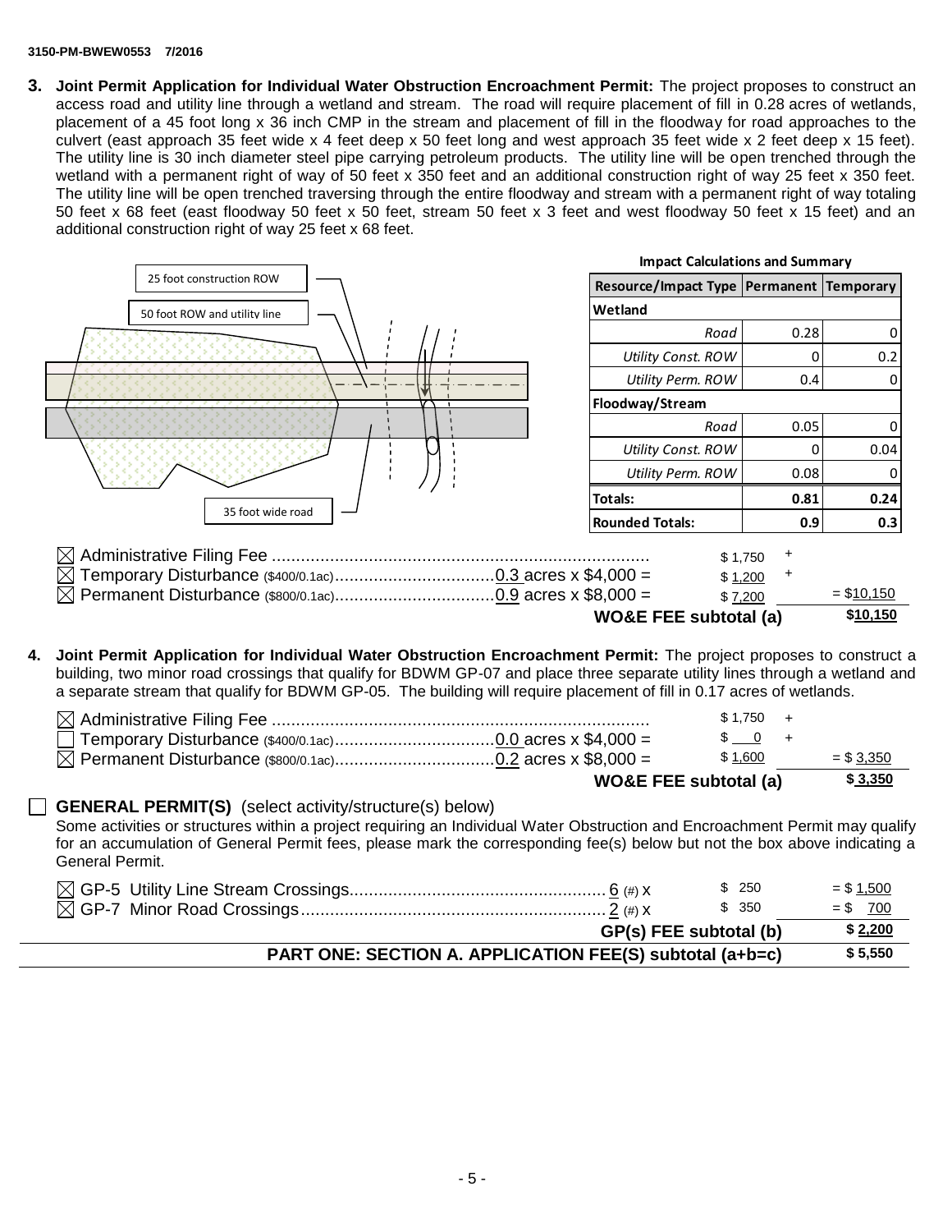3150-PM-BWEW0553 7/2016

**3. Joint Permit Application for Individual Water Obstruction Encroachment Permit:** The project proposes to construct an access road and utility line through a wetland and stream. The road will require placement of fill in 0.28 acres of wetlands, placement of a 45 foot long x 36 inch CMP in the stream and placement of fill in the floodway for road approaches to the culvert (east approach 35 feet wide x 4 feet deep x 50 feet long and west approach 35 feet wide x 2 feet deep x 15 feet). The utility line is 30 inch diameter steel pipe carrying petroleum products. The utility line will be open trenched through the wetland with a permanent right of way of 50 feet x 350 feet and an additional construction right of way 25 feet x 350 feet. The utility line will be open trenched traversing through the entire floodway and stream with a permanent right of way totaling 50 feet x 68 feet (east floodway 50 feet x 50 feet, stream 50 feet x 3 feet and west floodway 50 feet x 15 feet) and an additional construction right of way 25 feet x 68 feet.

25 foot construction ROW

50 foot ROW and utility line

35 foot wide road

**Impact Calculations and Summary**

| Resource/Impact Type | Permanent | Temporary |
|---|---|---|
| **Wetland** | | |
| *Road* | 0.28 | 0 |
| *Utility Const. ROW* | 0 | 0.2 |
| *Utility Perm. ROW* | 0.4 | 0 |
| **Floodway/Stream** | | |
| *Road* | 0.05 | 0 |
| *Utility Const. ROW* | 0 | 0.04 |
| *Utility Perm. ROW* | 0.08 | 0 |
| **Totals:** | **0.81** | **0.24** |
| **Rounded Totals:** | **0.9** | **0.3** |

☒ Administrative Filing Fee .............................................................................. $ 1,750 +
☒ Temporary Disturbance ($400/0.1ac)................................0.3 acres x $4,000 = $ 1,200 +
☒ Permanent Disturbance ($800/0.1ac)................................0.9 acres x $8,000 = $ 7,200 = $10,150

**WO&E FEE subtotal (a)** **$10,150**

**4. Joint Permit Application for Individual Water Obstruction Encroachment Permit:** The project proposes to construct a building, two minor road crossings that qualify for BDWM GP-07 and place three separate utility lines through a wetland and a separate stream that qualify for BDWM GP-05. The building will require placement of fill in 0.17 acres of wetlands.

☒ Administrative Filing Fee .............................................................................. $ 1,750 +
☐ Temporary Disturbance ($400/0.1ac)................................0.0 acres x $4,000 = $ 0 +
☒ Permanent Disturbance ($800/0.1ac)................................0.2 acres x $8,000 = $ 1,600 = $ 3,350

**WO&E FEE subtotal (a)** **$ 3,350**

☐ **GENERAL PERMIT(S)** (select activity/structure(s) below)

Some activities or structures within a project requiring an Individual Water Obstruction and Encroachment Permit may qualify for an accumulation of General Permit fees, please mark the corresponding fee(s) below but not the box above indicating a General Permit.

☒ GP-5 Utility Line Stream Crossings..................................................... 6 (#) x $ 250 = $ 1,500
☒ GP-7 Minor Road Crossings............................................................... 2 (#) x $ 350 = $ 700

**GP(s) FEE subtotal (b)** **$ 2,200**

**PART ONE: SECTION A. APPLICATION FEE(S) subtotal (a+b=c)** **$ 5,550**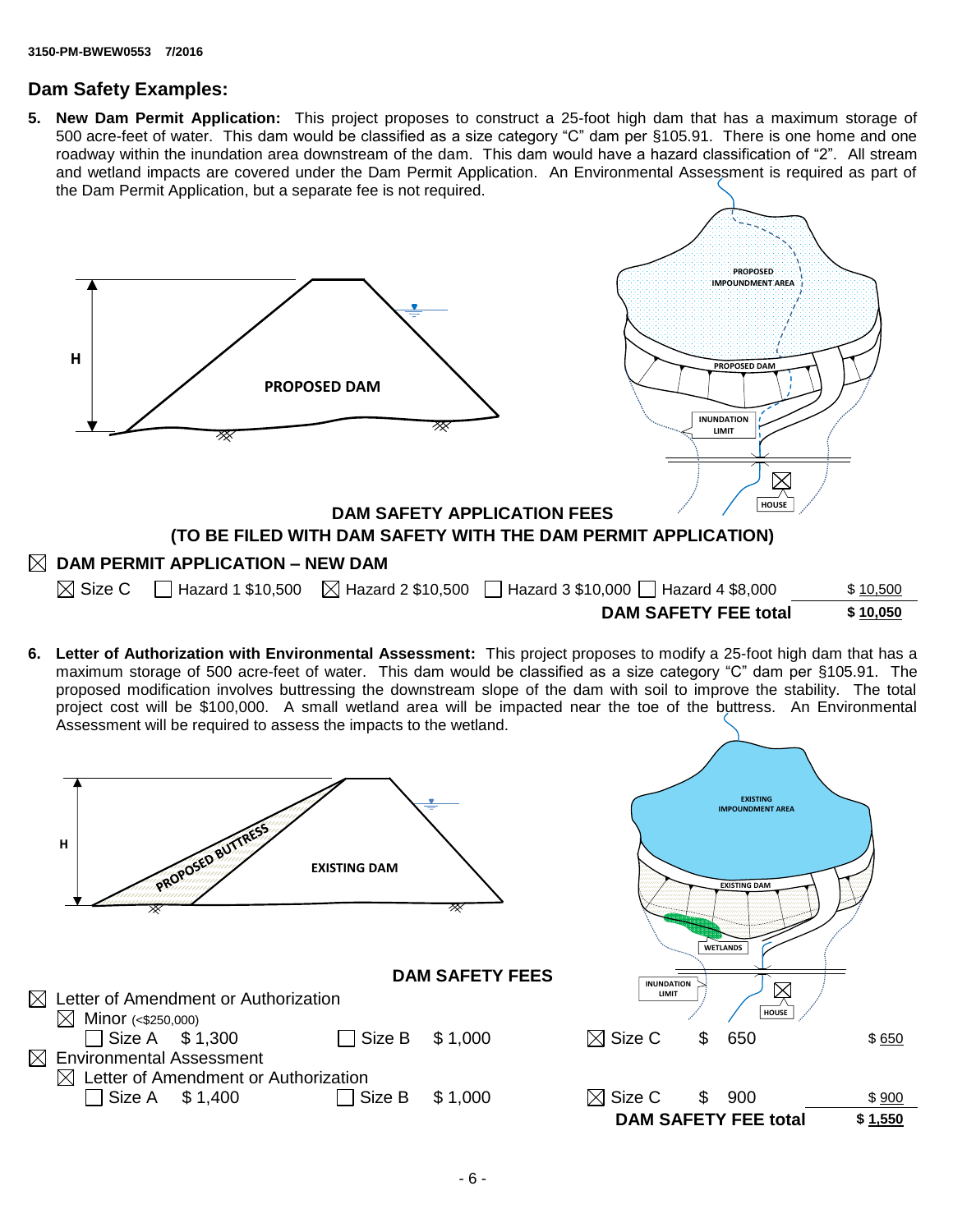## Dam Safety Examples:

**5. New Dam Permit Application:** This project proposes to construct a 25-foot high dam that has a maximum storage of 500 acre-feet of water. This dam would be classified as a size category "C" dam per §105.91. There is one home and one roadway within the inundation area downstream of the dam. This dam would have a hazard classification of "2". All stream and wetland impacts are covered under the Dam Permit Application. An Environmental Assessment is required as part of the Dam Permit Application, but a separate fee is not required.

**DAM SAFETY APPLICATION FEES**
**(TO BE FILED WITH DAM SAFETY WITH THE DAM PERMIT APPLICATION)**

☒ **DAM PERMIT APPLICATION – NEW DAM**

☒ Size C ☐ Hazard 1 $10,500 ☒ Hazard 2 $10,500 ☐ Hazard 3 $10,000 ☐ Hazard 4 $8,000 $ 10,500

**DAM SAFETY FEE total** **$ 10,050**

**6. Letter of Authorization with Environmental Assessment:** This project proposes to modify a 25-foot high dam that has a maximum storage of 500 acre-feet of water. This dam would be classified as a size category "C" dam per §105.91. The proposed modification involves buttressing the downstream slope of the dam with soil to improve the stability. The total project cost will be $100,000. A small wetland area will be impacted near the toe of the buttress. An Environmental Assessment will be required to assess the impacts to the wetland.

**DAM SAFETY FEES**

☒ Letter of Amendment or Authorization

☒ Minor (<$250,000)

☐ Size A $ 1,300 ☐ Size B $ 1,000 ☒ Size C $ 650 $ 650

☒ Environmental Assessment

☒ Letter of Amendment or Authorization

☐ Size A $ 1,400 ☐ Size B $ 1,000 ☒ Size C $ 900 $ 900

**DAM SAFETY FEE total** **$ 1,550**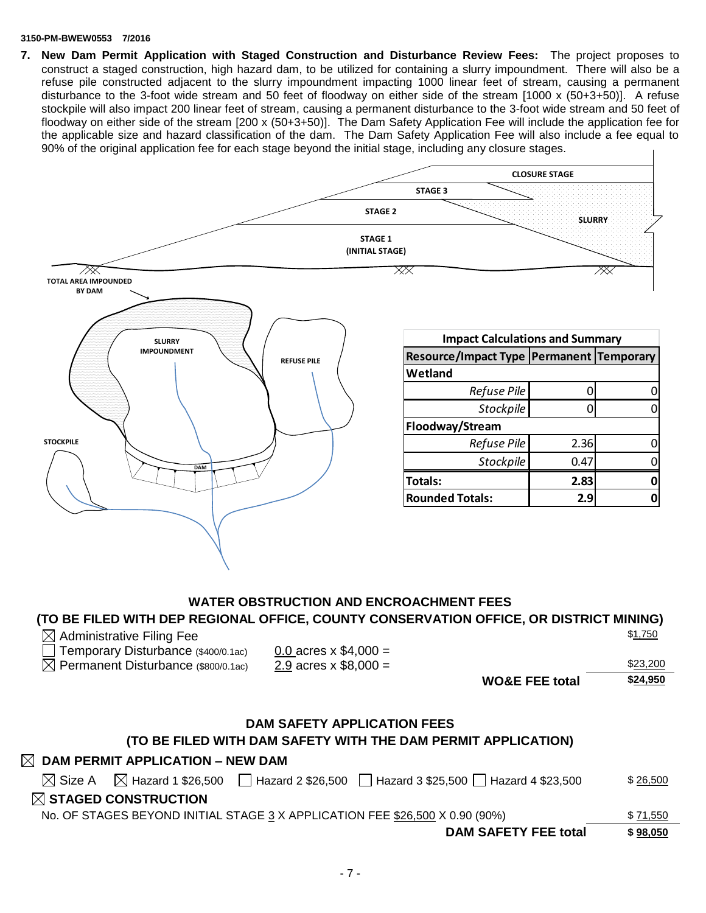**7. New Dam Permit Application with Staged Construction and Disturbance Review Fees:** The project proposes to construct a staged construction, high hazard dam, to be utilized for containing a slurry impoundment. There will also be a refuse pile constructed adjacent to the slurry impoundment impacting 1000 linear feet of stream, causing a permanent disturbance to the 3-foot wide stream and 50 feet of floodway on either side of the stream [1000 x (50+3+50)]. A refuse stockpile will also impact 200 linear feet of stream, causing a permanent disturbance to the 3-foot wide stream and 50 feet of floodway on either side of the stream [200 x (50+3+50)]. The Dam Safety Application Fee will include the application fee for the applicable size and hazard classification of the dam. The Dam Safety Application Fee will also include a fee equal to 90% of the original application fee for each stage beyond the initial stage, including any closure stages.

CLOSURE STAGE

STAGE 3

STAGE 2

SLURRY

STAGE 1 (INITIAL STAGE)

TOTAL AREA IMPOUNDED BY DAM

SLURRY IMPOUNDMENT

REFUSE PILE

STOCKPILE

DAM

| Impact Calculations and Summary | | |
|---|---|---|
| Resource/Impact Type | Permanent | Temporary |
| **Wetland** | | |
| *Refuse Pile* | 0 | 0 |
| *Stockpile* | 0 | 0 |
| **Floodway/Stream** | | |
| *Refuse Pile* | 2.36 | 0 |
| *Stockpile* | 0.47 | 0 |
| **Totals:** | **2.83** | **0** |
| **Rounded Totals:** | **2.9** | **0** |

## WATER OBSTRUCTION AND ENCROACHMENT FEES
## (TO BE FILED WITH DEP REGIONAL OFFICE, COUNTY CONSERVATION OFFICE, OR DISTRICT MINING)

☒ Administrative Filing Fee — $1,750

☐ Temporary Disturbance ($400/0.1ac) — 0.0 acres x $4,000 =

☒ Permanent Disturbance ($800/0.1ac) — 2.9 acres x $8,000 = $23,200

**WO&E FEE total** — **$24,950**

## DAM SAFETY APPLICATION FEES
## (TO BE FILED WITH DAM SAFETY WITH THE DAM PERMIT APPLICATION)

☒ **DAM PERMIT APPLICATION – NEW DAM**

☒ Size A ☒ Hazard 1 $26,500 ☐ Hazard 2 $26,500 ☐ Hazard 3 $25,500 ☐ Hazard 4 $23,500 — $ 26,500

☒ **STAGED CONSTRUCTION**

NO. OF STAGES BEYOND INITIAL STAGE 3 X APPLICATION FEE $26,500 X 0.90 (90%) — $ 71,550

**DAM SAFETY FEE total** — **$ 98,050**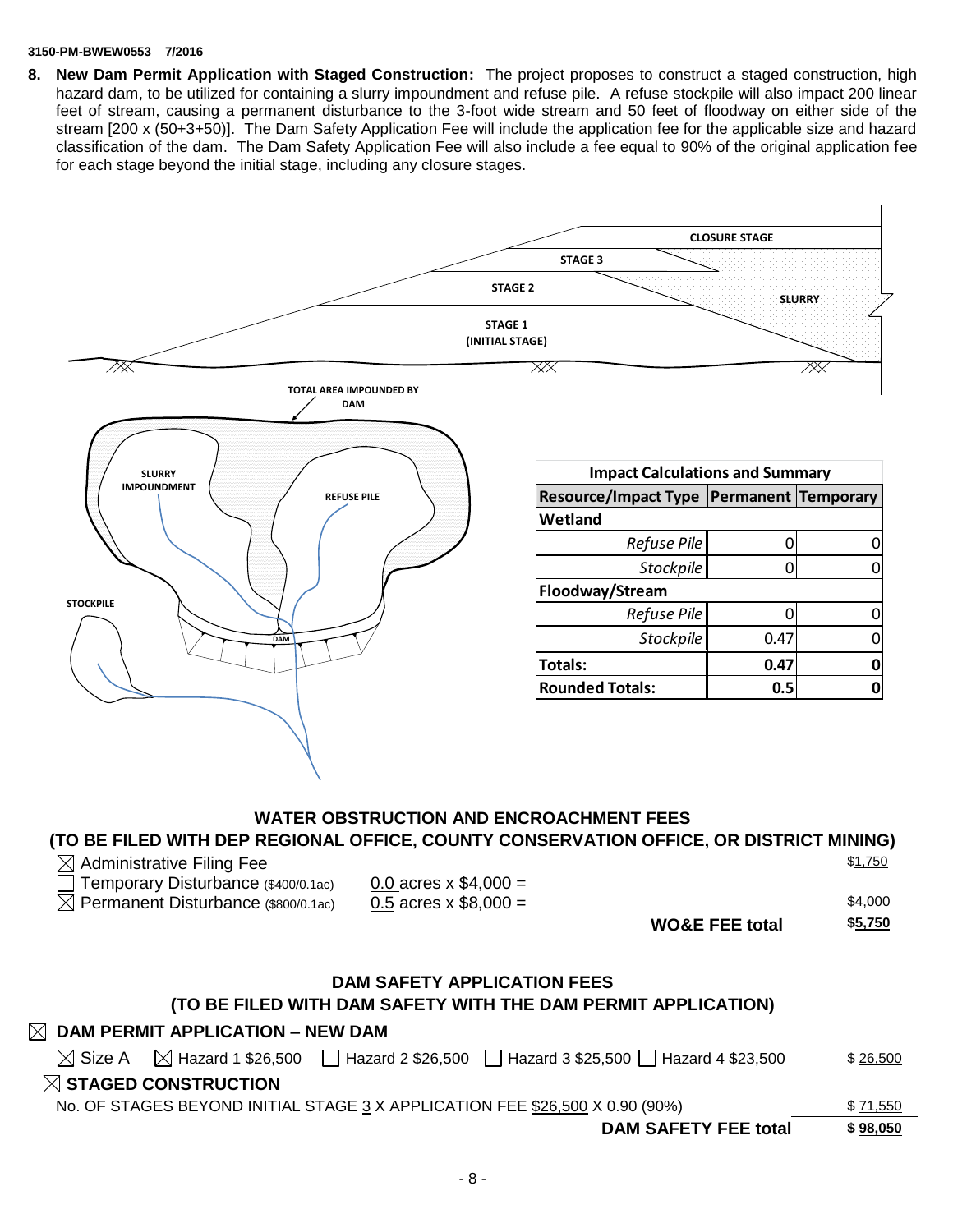**8. New Dam Permit Application with Staged Construction:** The project proposes to construct a staged construction, high hazard dam, to be utilized for containing a slurry impoundment and refuse pile. A refuse stockpile will also impact 200 linear feet of stream, causing a permanent disturbance to the 3-foot wide stream and 50 feet of floodway on either side of the stream [200 x (50+3+50)]. The Dam Safety Application Fee will include the application fee for the applicable size and hazard classification of the dam. The Dam Safety Application Fee will also include a fee equal to 90% of the original application fee for each stage beyond the initial stage, including any closure stages.

CLOSURE STAGE
STAGE 3
STAGE 2
SLURRY
STAGE 1
(INITIAL STAGE)

TOTAL AREA IMPOUNDED BY DAM
SLURRY IMPOUNDMENT
REFUSE PILE
STOCKPILE
DAM

| Impact Calculations and Summary | | |
|---|---|---|
| **Resource/Impact Type** | **Permanent** | **Temporary** |
| **Wetland** | | |
| *Refuse Pile* | 0 | 0 |
| *Stockpile* | 0 | 0 |
| **Floodway/Stream** | | |
| *Refuse Pile* | 0 | 0 |
| *Stockpile* | 0.47 | 0 |
| **Totals:** | **0.47** | **0** |
| **Rounded Totals:** | **0.5** | **0** |

## WATER OBSTRUCTION AND ENCROACHMENT FEES
## (TO BE FILED WITH DEP REGIONAL OFFICE, COUNTY CONSERVATION OFFICE, OR DISTRICT MINING)

- ☒ Administrative Filing Fee — $1,750
- ☐ Temporary Disturbance ($400/0.1ac) — 0.0 acres x $4,000 =
- ☒ Permanent Disturbance ($800/0.1ac) — 0.5 acres x $8,000 = $4,000

**WO&E FEE total** **$5,750**

## DAM SAFETY APPLICATION FEES
## (TO BE FILED WITH DAM SAFETY WITH THE DAM PERMIT APPLICATION)

☒ **DAM PERMIT APPLICATION – NEW DAM**

☒ Size A ☒ Hazard 1 $26,500 ☐ Hazard 2 $26,500 ☐ Hazard 3 $25,500 ☐ Hazard 4 $23,500 — $ 26,500

☒ **STAGED CONSTRUCTION**

No. OF STAGES BEYOND INITIAL STAGE 3 X APPLICATION FEE $26,500 X 0.90 (90%) — $ 71,550

**DAM SAFETY FEE total** **$ 98,050**